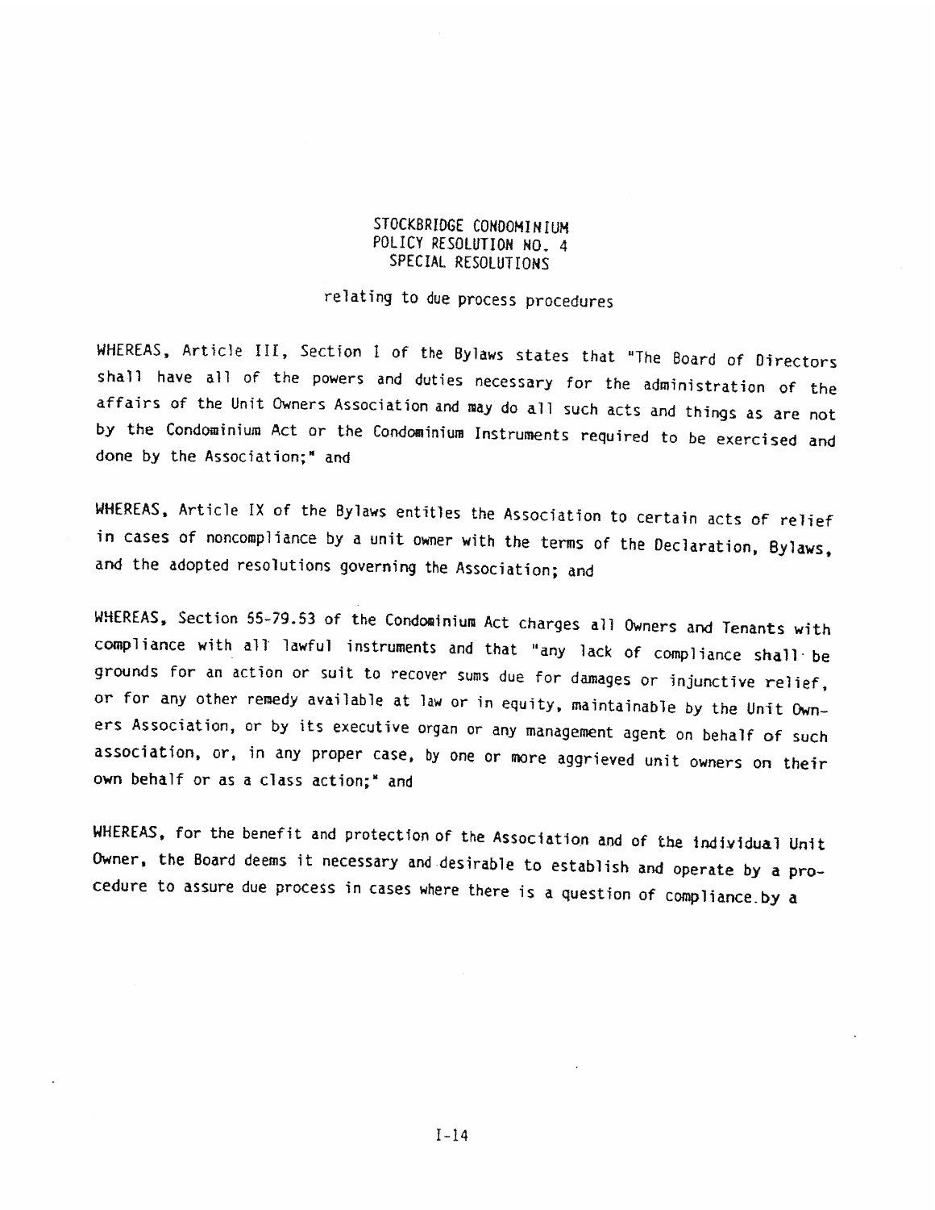# STOCKBRIDGE CONDOMINIUM
## POLICY RESOLUTION NO. 4
## SPECIAL RESOLUTIONS

relating to due process procedures

WHEREAS, Article III, Section 1 of the Bylaws states that "The Board of Directors shall have all of the powers and duties necessary for the administration of the affairs of the Unit Owners Association and may do all such acts and things as are not by the Condominium Act or the Condominium Instruments required to be exercised and done by the Association;" and

WHEREAS, Article IX of the Bylaws entitles the Association to certain acts of relief in cases of noncompliance by a unit owner with the terms of the Declaration, Bylaws, and the adopted resolutions governing the Association; and

WHEREAS, Section 55-79.53 of the Condominium Act charges all Owners and Tenants with compliance with all lawful instruments and that "any lack of compliance shall be grounds for an action or suit to recover sums due for damages or injunctive relief, or for any other remedy available at law or in equity, maintainable by the Unit Owners Association, or by its executive organ or any management agent on behalf of such association, or, in any proper case, by one or more aggrieved unit owners on their own behalf or as a class action;" and

WHEREAS, for the benefit and protection of the Association and of the individual Unit Owner, the Board deems it necessary and desirable to establish and operate by a procedure to assure due process in cases where there is a question of compliance by a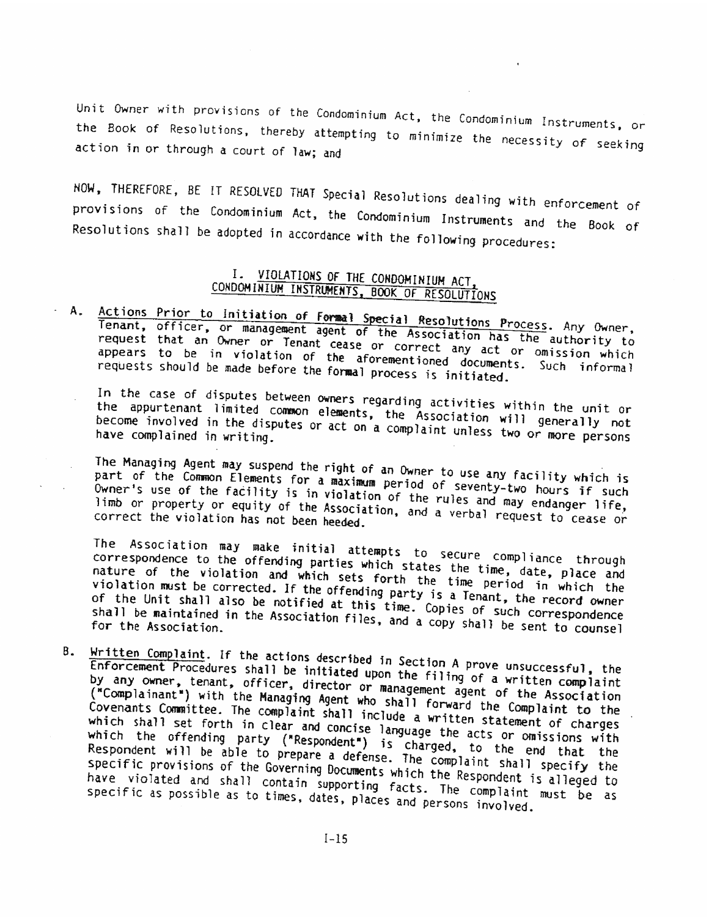Unit Owner with provisions of the Condominium Act, the Condominium Instruments, or the Book of Resolutions, thereby attempting to minimize the necessity of seeking action in or through a court of law; and

NOW, THEREFORE, BE IT RESOLVED THAT Special Resolutions dealing with enforcement of provisions of the Condominium Act, the Condominium Instruments and the Book of Resolutions shall be adopted in accordance with the following procedures:

## I. <u>VIOLATIONS OF THE CONDOMINIUM ACT, CONDOMINIUM INSTRUMENTS, BOOK OF RESOLUTIONS</u>

A. <u>Actions Prior to Initiation of Formal Special Resolutions Process</u>. Any Owner, Tenant, officer, or management agent of the Association has the authority to request that an Owner or Tenant cease or correct any act or omission which appears to be in violation of the aforementioned documents. Such informal requests should be made before the formal process is initiated.

In the case of disputes between owners regarding activities within the unit or the appurtenant limited common elements, the Association will generally not become involved in the disputes or act on a complaint unless two or more persons have complained in writing.

The Managing Agent may suspend the right of an Owner to use any facility which is part of the Common Elements for a maximum period of seventy-two hours if such Owner's use of the facility is in violation of the rules and may endanger life, limb or property or equity of the Association, and a verbal request to cease or correct the violation has not been heeded.

The Association may make initial attempts to secure compliance through correspondence to the offending parties which states the time, date, place and nature of the violation and which sets forth the time period in which the violation must be corrected. If the offending party is a Tenant, the record owner of the Unit shall also be notified at this time. Copies of such correspondence shall be maintained in the Association files, and a copy shall be sent to counsel for the Association.

B. <u>Written Complaint</u>. If the actions described in Section A prove unsuccessful, the Enforcement Procedures shall be initiated upon the filing of a written complaint by any owner, tenant, officer, director or management agent of the Association ("Complainant") with the Managing Agent who shall forward the Complaint to the Covenants Committee. The complaint shall include a written statement of charges which shall set forth in clear and concise language the acts or omissions with which the offending party ("Respondent") is charged, to the end that the Respondent will be able to prepare a defense. The complaint shall specify the specific provisions of the Governing Documents which the Respondent is alleged to have violated and shall contain supporting facts. The complaint must be as specific as possible as to times, dates, places and persons involved.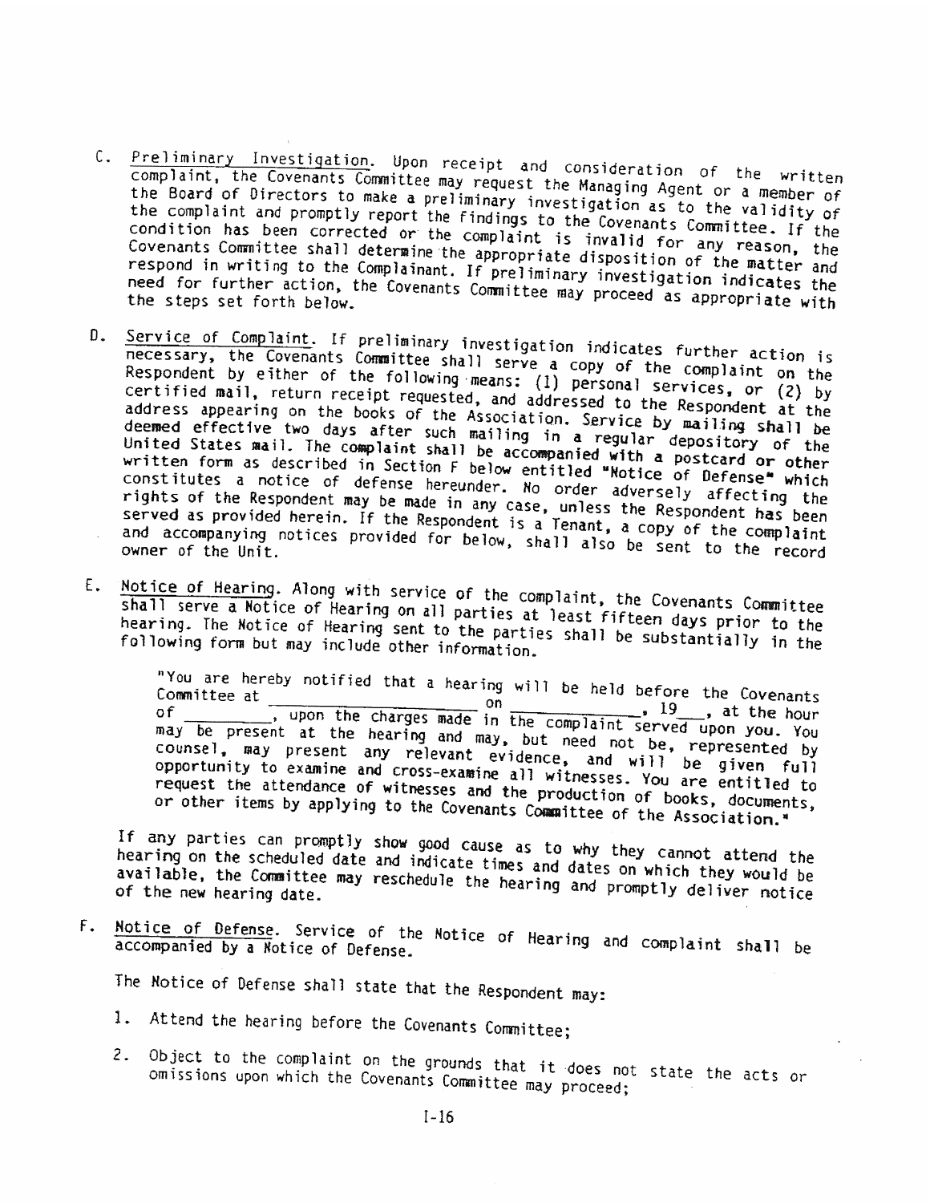C. Preliminary Investigation. Upon receipt and consideration of the written complaint, the Covenants Committee may request the Managing Agent or a member of the Board of Directors to make a preliminary investigation as to the validity of the complaint and promptly report the findings to the Covenants Committee. If the condition has been corrected or the complaint is invalid for any reason, the Covenants Committee shall determine the appropriate disposition of the matter and respond in writing to the Complainant. If preliminary investigation indicates the need for further action, the Covenants Committee may proceed as appropriate with the steps set forth below.

D. Service of Complaint. If preliminary investigation indicates further action is necessary, the Covenants Committee shall serve a copy of the complaint on the Respondent by either of the following means: (1) personal services, or (2) by certified mail, return receipt requested, and addressed to the Respondent at the address appearing on the books of the Association. Service by mailing shall be deemed effective two days after such mailing in a regular depository of the United States mail. The complaint shall be accompanied with a postcard or other written form as described in Section F below entitled "Notice of Defense" which constitutes a notice of defense hereunder. No order adversely affecting the rights of the Respondent may be made in any case, unless the Respondent has been served as provided herein. If the Respondent is a Tenant, a copy of the complaint and accompanying notices provided for below, shall also be sent to the record owner of the Unit.

E. Notice of Hearing. Along with service of the complaint, the Covenants Committee shall serve a Notice of Hearing on all parties at least fifteen days prior to the hearing. The Notice of Hearing sent to the parties shall be substantially in the following form but may include other information.

> "You are hereby notified that a hearing will be held before the Covenants Committee at ______________ on ______________, 19___, at the hour of ________, upon the charges made in the complaint served upon you. You may be present at the hearing and may, but need not be, represented by counsel, may present any relevant evidence, and will be given full opportunity to examine and cross-examine all witnesses. You are entitled to request the attendance of witnesses and the production of books, documents, or other items by applying to the Covenants Committee of the Association."

If any parties can promptly show good cause as to why they cannot attend the hearing on the scheduled date and indicate times and dates on which they would be available, the Committee may reschedule the hearing and promptly deliver notice of the new hearing date.

F. Notice of Defense. Service of the Notice of Hearing and complaint shall be accompanied by a Notice of Defense.

The Notice of Defense shall state that the Respondent may:

1. Attend the hearing before the Covenants Committee;

2. Object to the complaint on the grounds that it does not state the acts or omissions upon which the Covenants Committee may proceed;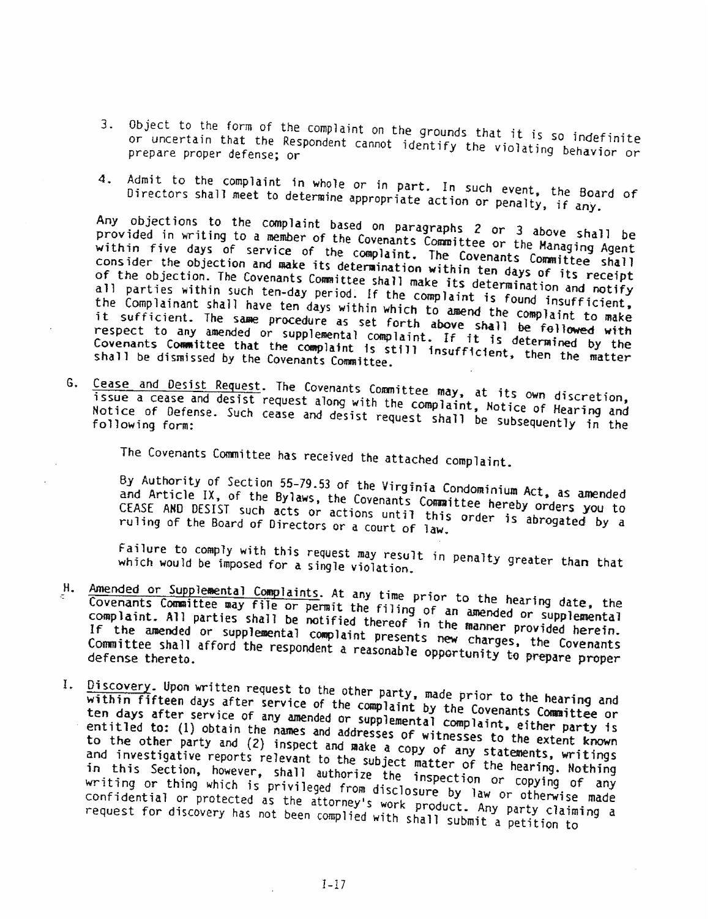3. Object to the form of the complaint on the grounds that it is so indefinite or uncertain that the Respondent cannot identify the violating behavior or prepare proper defense; or

4. Admit to the complaint in whole or in part. In such event, the Board of Directors shall meet to determine appropriate action or penalty, if any.

Any objections to the complaint based on paragraphs 2 or 3 above shall be provided in writing to a member of the Covenants Committee or the Managing Agent within five days of service of the complaint. The Covenants Committee shall consider the objection and make its determination within ten days of its receipt of the objection. The Covenants Committee shall make its determination and notify all parties within such ten-day period. If the complaint is found insufficient, the Complainant shall have ten days within which to amend the complaint to make it sufficient. The same procedure as set forth above shall be followed with respect to any amended or supplemental complaint. If it is determined by the Covenants Committee that the complaint is still insufficient, then the matter shall be dismissed by the Covenants Committee.

G. Cease and Desist Request. The Covenants Committee may, at its own discretion, issue a cease and desist request along with the complaint, Notice of Hearing and Notice of Defense. Such cease and desist request shall be subsequently in the following form:

> The Covenants Committee has received the attached complaint.
>
> By Authority of Section 55-79.53 of the Virginia Condominium Act, as amended and Article IX, of the Bylaws, the Covenants Committee hereby orders you to CEASE AND DESIST such acts or actions until this order is abrogated by a ruling of the Board of Directors or a court of law.
>
> Failure to comply with this request may result in penalty greater than that which would be imposed for a single violation.

H. Amended or Supplemental Complaints. At any time prior to the hearing date, the Covenants Committee may file or permit the filing of an amended or supplemental complaint. All parties shall be notified thereof in the manner provided herein. If the amended or supplemental complaint presents new charges, the Covenants Committee shall afford the respondent a reasonable opportunity to prepare proper defense thereto.

I. Discovery. Upon written request to the other party, made prior to the hearing and within fifteen days after service of the complaint by the Covenants Committee or ten days after service of any amended or supplemental complaint, either party is entitled to: (1) obtain the names and addresses of witnesses to the extent known to the other party and (2) inspect and make a copy of any statements, writings and investigative reports relevant to the subject matter of the hearing. Nothing in this Section, however, shall authorize the inspection or copying of any writing or thing which is privileged from disclosure by law or otherwise made confidential or protected as the attorney's work product. Any party claiming a request for discovery has not been complied with shall submit a petition to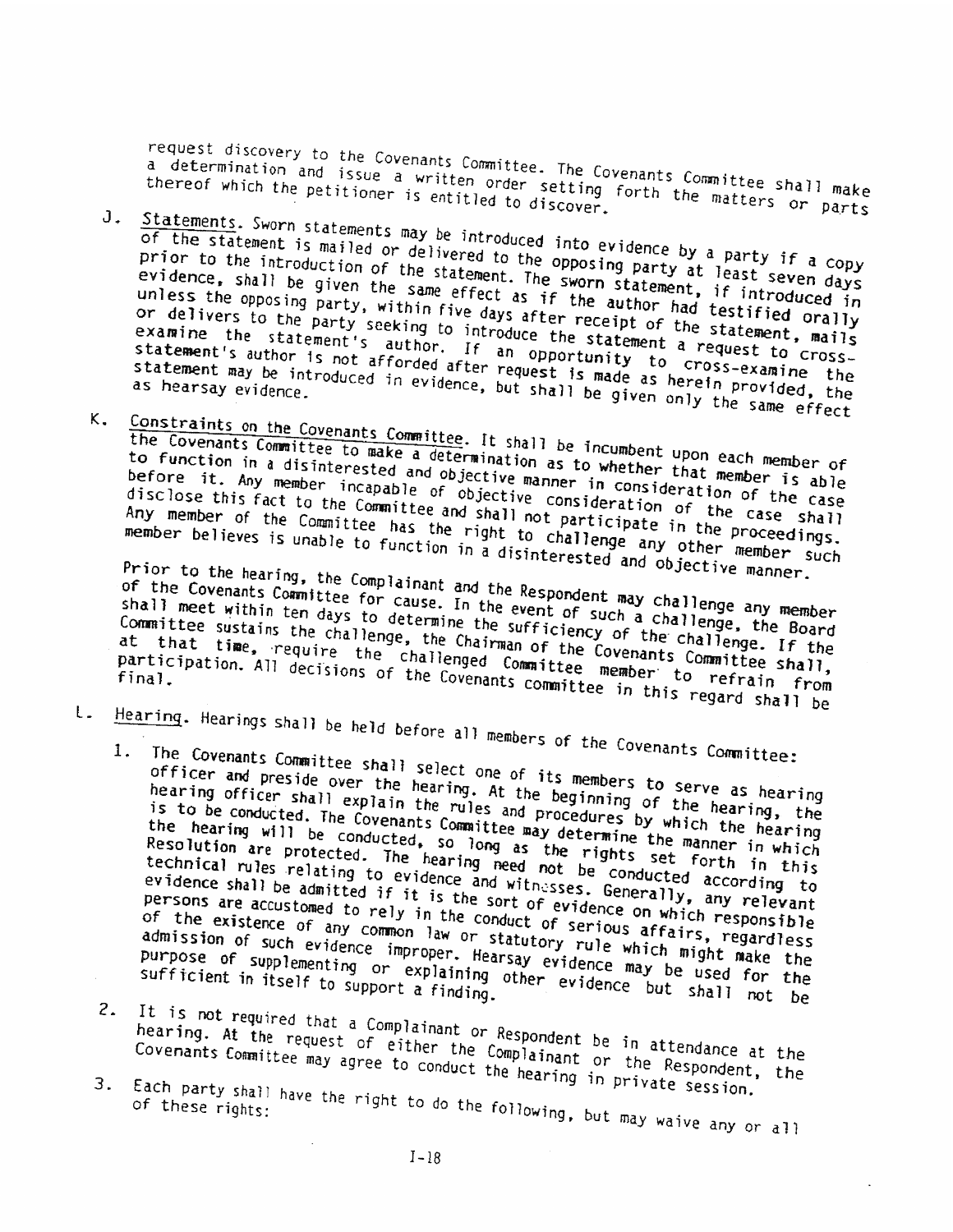request discovery to the Covenants Committee. The Covenants Committee shall make a determination and issue a written order setting forth the matters or parts thereof which the petitioner is entitled to discover.

J. Statements. Sworn statements may be introduced into evidence by a party if a copy of the statement is mailed or delivered to the opposing party at least seven days prior to the introduction of the statement. The sworn statement, if introduced in evidence, shall be given the same effect as if the author had testified orally unless the opposing party, within five days after receipt of the statement, mails or delivers to the party seeking to introduce the statement a request to cross-examine the statement's author. If an opportunity to cross-examine the statement's author is not afforded after request is made as herein provided, the statement may be introduced in evidence, but shall be given only the same effect as hearsay evidence.

K. Constraints on the Covenants Committee. It shall be incumbent upon each member of the Covenants Committee to make a determination as to whether that member is able to function in a disinterested and objective manner in consideration of the case before it. Any member incapable of objective consideration of the case shall disclose this fact to the Committee and shall not participate in the proceedings. Any member of the Committee has the right to challenge any other member such member believes is unable to function in a disinterested and objective manner.

Prior to the hearing, the Complainant and the Respondent may challenge any member of the Covenants Committee for cause. In the event of such a challenge, the Board shall meet within ten days to determine the sufficiency of the challenge. If the Committee sustains the challenge, the Chairman of the Covenants Committee shall, at that time, require the challenged Committee member to refrain from participation. All decisions of the Covenants committee in this regard shall be final.

L. Hearing. Hearings shall be held before all members of the Covenants Committee:

1. The Covenants Committee shall select one of its members to serve as hearing officer and preside over the hearing. At the beginning of the hearing, the hearing officer shall explain the rules and procedures by which the hearing is to be conducted. The Covenants Committee may determine the manner in which the hearing will be conducted, so long as the rights set forth in this Resolution are protected. The hearing need not be conducted according to technical rules relating to evidence and witnesses. Generally, any relevant evidence shall be admitted if it is the sort of evidence on which responsible persons are accustomed to rely in the conduct of serious affairs, regardless of the existence of any common law or statutory rule which might make the admission of such evidence improper. Hearsay evidence may be used for the purpose of supplementing or explaining other evidence but shall not be sufficient in itself to support a finding.

2. It is not required that a Complainant or Respondent be in attendance at the hearing. At the request of either the Complainant or the Respondent, the Covenants Committee may agree to conduct the hearing in private session.

3. Each party shall have the right to do the following, but may waive any or all of these rights: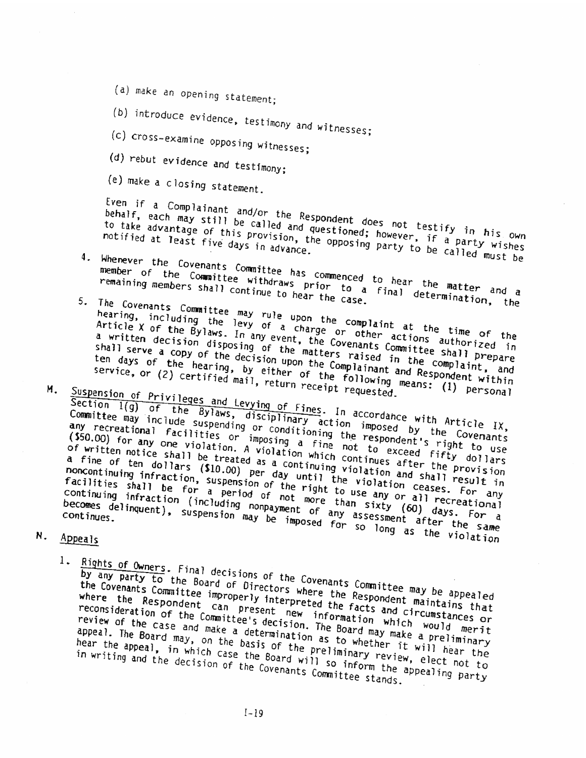(a) make an opening statement;

(b) introduce evidence, testimony and witnesses;

(c) cross-examine opposing witnesses;

(d) rebut evidence and testimony;

(e) make a closing statement.

Even if a Complainant and/or the Respondent does not testify in his own behalf, each may still be called and questioned; however, if a party wishes to take advantage of this provision, the opposing party to be called must be notified at least five days in advance.

4. Whenever the Covenants Committee has commenced to hear the matter and a member of the Committee withdraws prior to a final determination, the remaining members shall continue to hear the case.

5. The Covenants Committee may rule upon the complaint at the time of the hearing, including the levy of a charge or other actions authorized in Article X of the Bylaws. In any event, the Covenants Committee shall prepare a written decision disposing of the matters raised in the complaint, and shall serve a copy of the decision upon the Complainant and Respondent within ten days of the hearing, by either of the following means: (1) personal service, or (2) certified mail, return receipt requested.

M. Suspension of Privileges and Levying of Fines. In accordance with Article IX, Section 1(g) of the Bylaws, disciplinary action imposed by the Covenants Committee may include suspending or conditioning the respondent's right to use any recreational facilities or imposing a fine not to exceed fifty dollars ($50.00) for any one violation. A violation which continues after the provision of written notice shall be treated as a continuing violation and shall result in a fine of ten dollars ($10.00) per day until the violation ceases. For any noncontinuing infraction, suspension of the right to use any or all recreational facilities shall be for a period of not more than sixty (60) days. For a continuing infraction (including nonpayment of any assessment after the same becomes delinquent), suspension may be imposed for so long as the violation continues.

N. Appeals

1. Rights of Owners. Final decisions of the Covenants Committee may be appealed by any party to the Board of Directors where the Respondent maintains that the Covenants Committee improperly interpreted the facts and circumstances or where the Respondent can present new information which would merit reconsideration of the Committee's decision. The Board may make a preliminary review of the case and make a determination as to whether it will hear the appeal. The Board may, on the basis of the preliminary review, elect not to hear the appeal, in which case the Board will so inform the appealing party in writing and the decision of the Covenants Committee stands.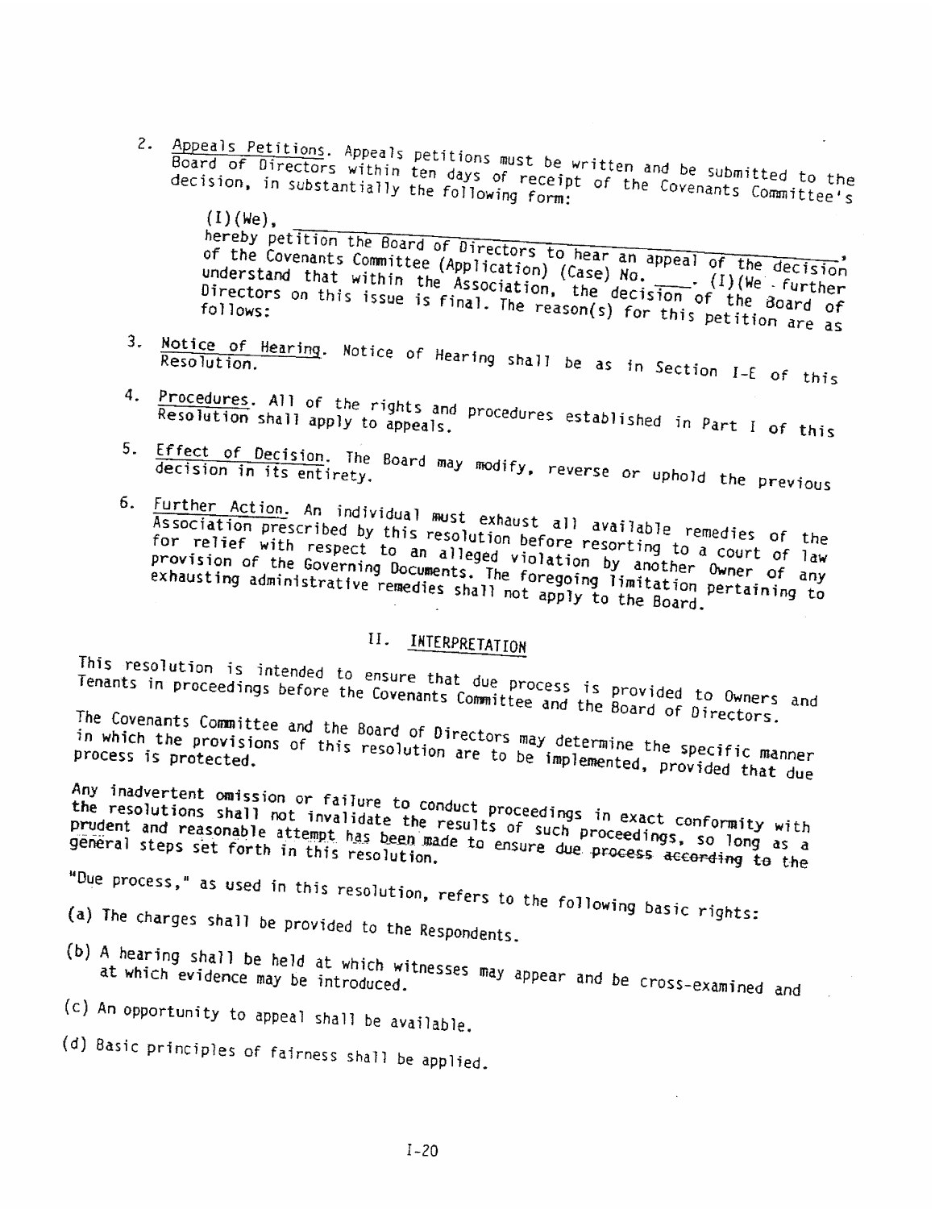2. Appeals Petitions. Appeals petitions must be written and be submitted to the Board of Directors within ten days of receipt of the Covenants Committee's decision, in substantially the following form:

   (I)(We), ______________________________,
   hereby petition the Board of Directors to hear an appeal of the decision of the Covenants Committee (Application) (Case) No. ____. (I)(We further understand that within the Association, the decision of the Board of Directors on this issue is final. The reason(s) for this petition are as follows:

3. Notice of Hearing. Notice of Hearing shall be as in Section I-E of this Resolution.

4. Procedures. All of the rights and procedures established in Part I of this Resolution shall apply to appeals.

5. Effect of Decision. The Board may modify, reverse or uphold the previous decision in its entirety.

6. Further Action. An individual must exhaust all available remedies of the Association prescribed by this resolution before resorting to a court of law for relief with respect to an alleged violation by another Owner of any provision of the Governing Documents. The foregoing limitation pertaining to exhausting administrative remedies shall not apply to the Board.

## II. INTERPRETATION

This resolution is intended to ensure that due process is provided to Owners and Tenants in proceedings before the Covenants Committee and the Board of Directors.

The Covenants Committee and the Board of Directors may determine the specific manner in which the provisions of this resolution are to be implemented, provided that due process is protected.

Any inadvertent omission or failure to conduct proceedings in exact conformity with the resolutions shall not invalidate the results of such proceedings, so long as a prudent and reasonable attempt has been made to ensure due process according to the general steps set forth in this resolution.

"Due process," as used in this resolution, refers to the following basic rights:

(a) The charges shall be provided to the Respondents.

(b) A hearing shall be held at which witnesses may appear and be cross-examined and at which evidence may be introduced.

(c) An opportunity to appeal shall be available.

(d) Basic principles of fairness shall be applied.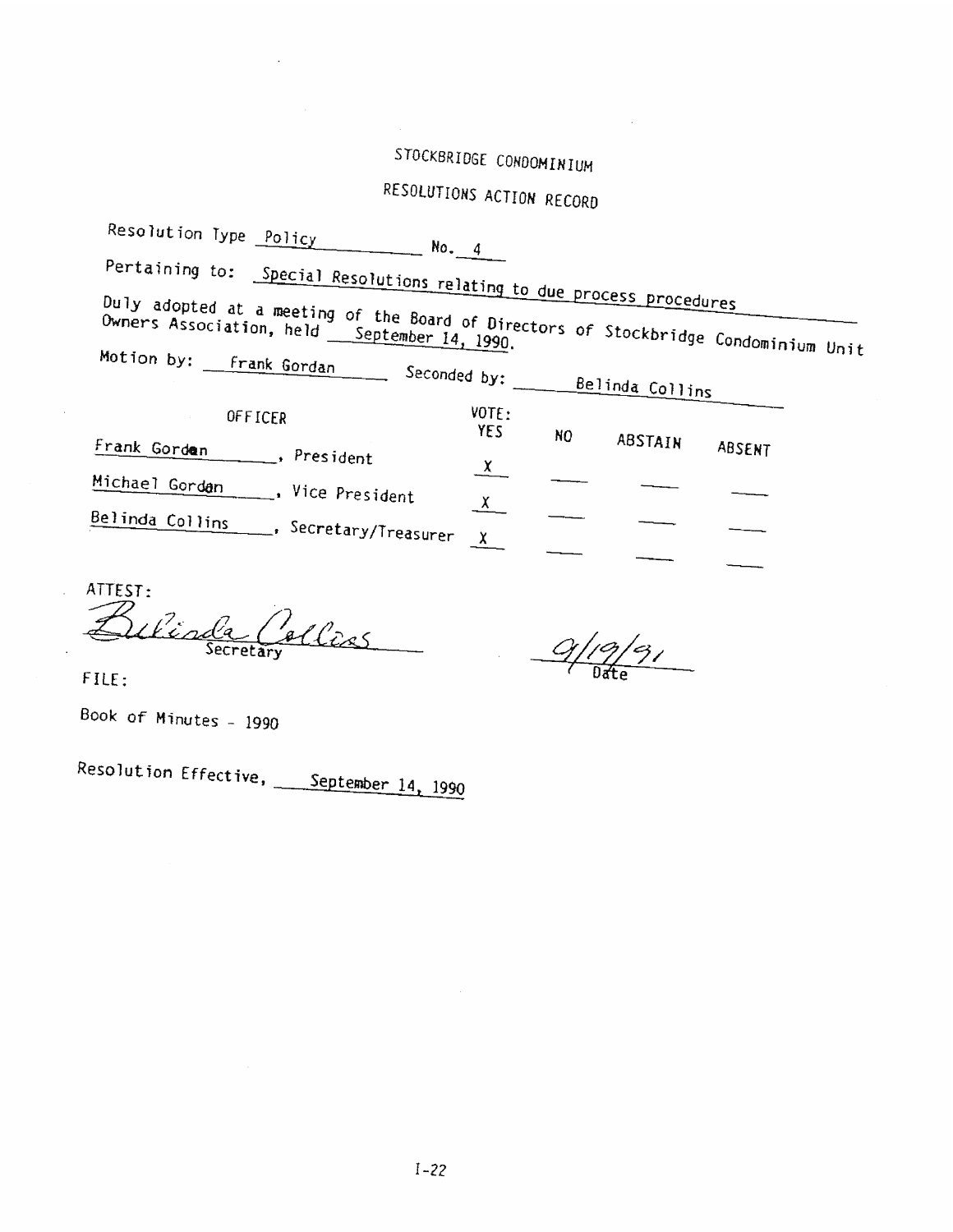# STOCKBRIDGE CONDOMINIUM

## RESOLUTIONS ACTION RECORD

Resolution Type Policy No. 4

Pertaining to: Special Resolutions relating to due process procedures

Duly adopted at a meeting of the Board of Directors of Stockbridge Condominium Unit Owners Association, held September 14, 1990.

Motion by: Frank Gordan Seconded by: Belinda Collins

| OFFICER | VOTE: YES | NO | ABSTAIN | ABSENT |
|---|---|---|---|---|
| Frank Gordan, President | X | | | |
| Michael Gordan, Vice President | X | | | |
| Belinda Collins, Secretary/Treasurer | X | | | |

ATTEST:

Belinda Collins
Secretary

9/19/91
Date

FILE:

Book of Minutes - 1990

Resolution Effective, September 14, 1990